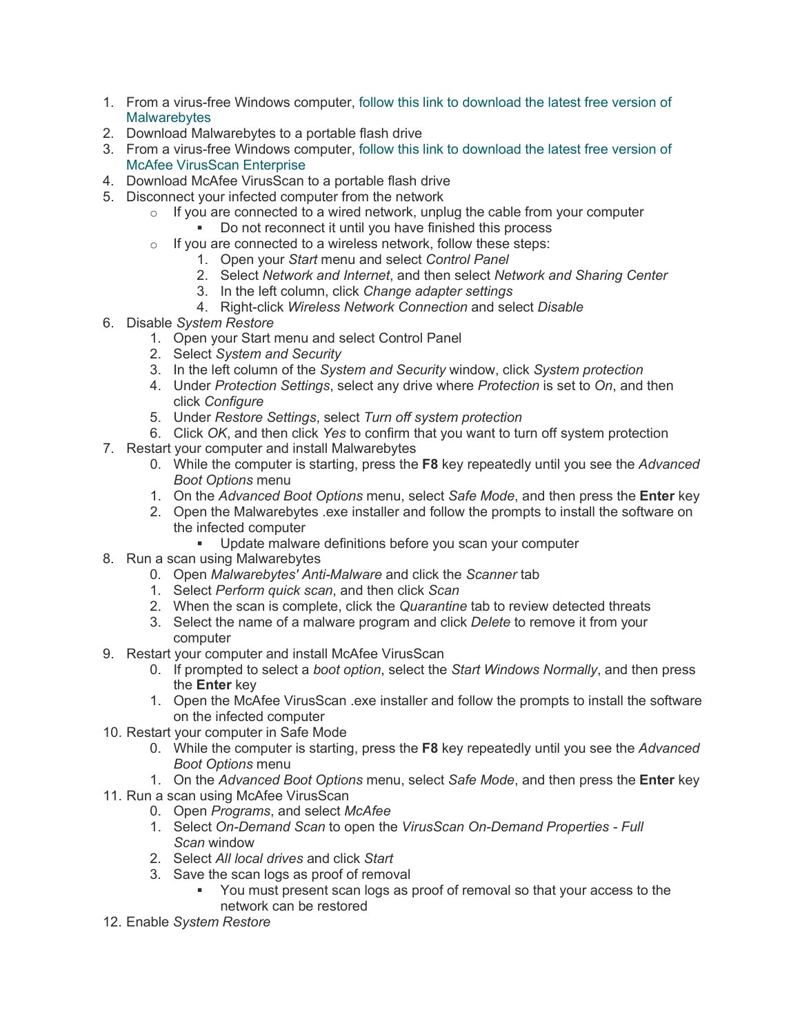1. From a virus-free Windows computer, follow this link to download the latest free version of Malwarebytes
2. Download Malwarebytes to a portable flash drive
3. From a virus-free Windows computer, follow this link to download the latest free version of McAfee VirusScan Enterprise
4. Download McAfee VirusScan to a portable flash drive
5. Disconnect your infected computer from the network
   - If you are connected to a wired network, unplug the cable from your computer
     - Do not reconnect it until you have finished this process
   - If you are connected to a wireless network, follow these steps:
     1. Open your *Start* menu and select *Control Panel*
     2. Select *Network and Internet*, and then select *Network and Sharing Center*
     3. In the left column, click *Change adapter settings*
     4. Right-click *Wireless Network Connection* and select *Disable*
6. Disable *System Restore*
   1. Open your Start menu and select Control Panel
   2. Select *System and Security*
   3. In the left column of the *System and Security* window, click *System protection*
   4. Under *Protection Settings*, select any drive where *Protection* is set to *On*, and then click *Configure*
   5. Under *Restore Settings*, select *Turn off system protection*
   6. Click *OK*, and then click *Yes* to confirm that you want to turn off system protection
7. Restart your computer and install Malwarebytes

   0. While the computer is starting, press the **F8** key repeatedly until you see the *Advanced Boot Options* menu
   1. On the *Advanced Boot Options* menu, select *Safe Mode*, and then press the **Enter** key
   2. Open the Malwarebytes .exe installer and follow the prompts to install the software on the infected computer
      - Update malware definitions before you scan your computer
8. Run a scan using Malwarebytes

   0. Open *Malwarebytes' Anti-Malware* and click the *Scanner* tab
   1. Select *Perform quick scan*, and then click *Scan*
   2. When the scan is complete, click the *Quarantine* tab to review detected threats
   3. Select the name of a malware program and click *Delete* to remove it from your computer
9. Restart your computer and install McAfee VirusScan

   0. If prompted to select a *boot option*, select the *Start Windows Normally*, and then press the **Enter** key
   1. Open the McAfee VirusScan .exe installer and follow the prompts to install the software on the infected computer
10. Restart your computer in Safe Mode

    0. While the computer is starting, press the **F8** key repeatedly until you see the *Advanced Boot Options* menu
    1. On the *Advanced Boot Options* menu, select *Safe Mode*, and then press the **Enter** key
11. Run a scan using McAfee VirusScan

    0. Open *Programs*, and select *McAfee*
    1. Select *On-Demand Scan* to open the *VirusScan On-Demand Properties - Full Scan* window
    2. Select *All local drives* and click *Start*
    3. Save the scan logs as proof of removal
       - You must present scan logs as proof of removal so that your access to the network can be restored
12. Enable *System Restore*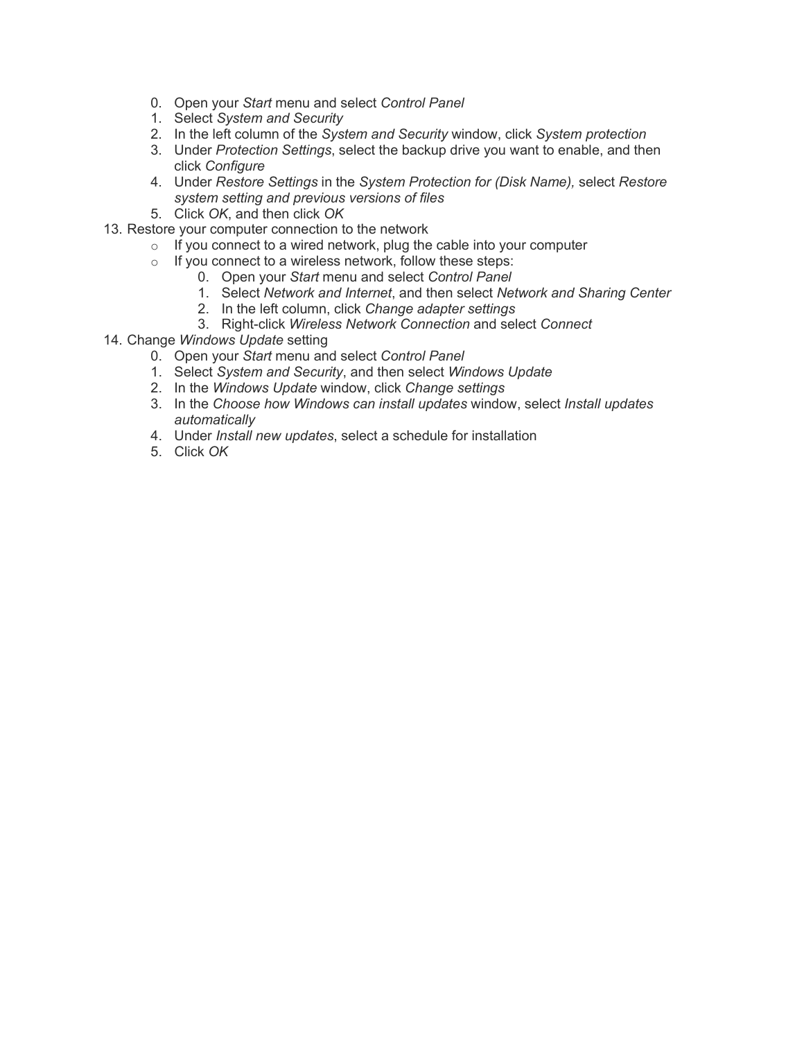0. Open your *Start* menu and select *Control Panel*
   1. Select *System and Security*
   2. In the left column of the *System and Security* window, click *System protection*
   3. Under *Protection Settings*, select the backup drive you want to enable, and then click *Configure*
   4. Under *Restore Settings* in the *System Protection for (Disk Name),* select *Restore system setting and previous versions of files*
   5. Click *OK*, and then click *OK*

13. Restore your computer connection to the network
    - If you connect to a wired network, plug the cable into your computer
    - If you connect to a wireless network, follow these steps:
      0. Open your *Start* menu and select *Control Panel*
      1. Select *Network and Internet*, and then select *Network and Sharing Center*
      2. In the left column, click *Change adapter settings*
      3. Right-click *Wireless Network Connection* and select *Connect*
14. Change *Windows Update* setting
    0. Open your *Start* menu and select *Control Panel*
    1. Select *System and Security*, and then select *Windows Update*
    2. In the *Windows Update* window, click *Change settings*
    3. In the *Choose how Windows can install updates* window, select *Install updates automatically*
    4. Under *Install new updates*, select a schedule for installation
    5. Click *OK*